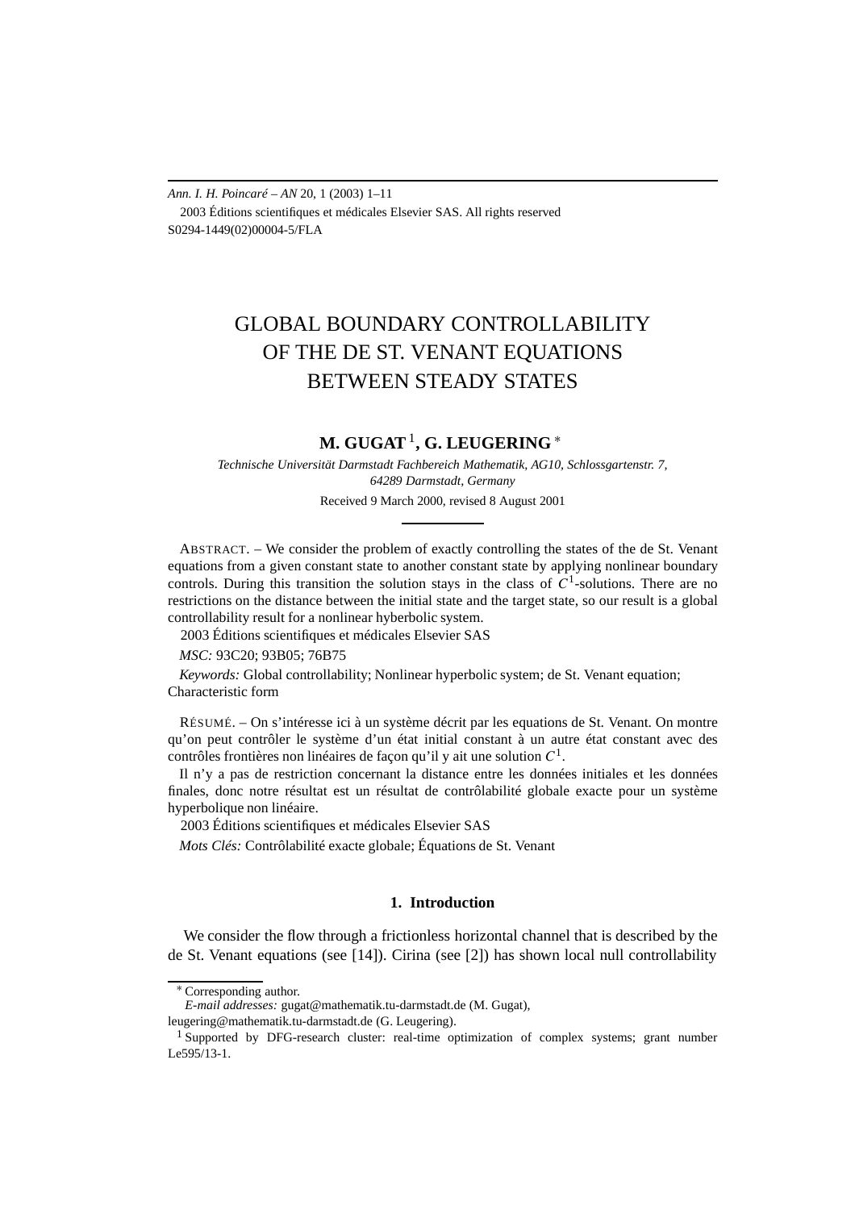*Ann. I. H. Poincaré – AN* 20, 1 (2003) 1–11
2003 Éditions scientifiques et médicales Elsevier SAS. All rights reserved
S0294-1449(02)00004-5/FLA

# GLOBAL BOUNDARY CONTROLLABILITY OF THE DE ST. VENANT EQUATIONS BETWEEN STEADY STATES

**M. GUGAT** [1]**, G. LEUGERING** [*]

*Technische Universität Darmstadt Fachbereich Mathematik, AG10, Schlossgartenstr. 7, 64289 Darmstadt, Germany*

Received 9 March 2000, revised 8 August 2001

ABSTRACT. – We consider the problem of exactly controlling the states of the de St. Venant equations from a given constant state to another constant state by applying nonlinear boundary controls. During this transition the solution stays in the class of $C^1$-solutions. There are no restrictions on the distance between the initial state and the target state, so our result is a global controllability result for a nonlinear hyberbolic system.

2003 Éditions scientifiques et médicales Elsevier SAS

*MSC:* 93C20; 93B05; 76B75

*Keywords:* Global controllability; Nonlinear hyperbolic system; de St. Venant equation; Characteristic form

RÉSUMÉ. – On s'intéresse ici à un système décrit par les equations de St. Venant. On montre qu'on peut contrôler le système d'un état initial constant à un autre état constant avec des contrôles frontières non linéaires de façon qu'il y ait une solution $C^1$.

Il n'y a pas de restriction concernant la distance entre les données initiales et les données finales, donc notre résultat est un résultat de contrôlabilité globale exacte pour un système hyperbolique non linéaire.

2003 Éditions scientifiques et médicales Elsevier SAS

*Mots Clés:* Contrôlabilité exacte globale; Équations de St. Venant

## 1. Introduction

We consider the flow through a frictionless horizontal channel that is described by the de St. Venant equations (see [14]). Cirina (see [2]) has shown local null controllability

---

[*] Corresponding author.
*E-mail addresses:* gugat@mathematik.tu-darmstadt.de (M. Gugat), leugering@mathematik.tu-darmstadt.de (G. Leugering).

[1] Supported by DFG-research cluster: real-time optimization of complex systems; grant number Le595/13-1.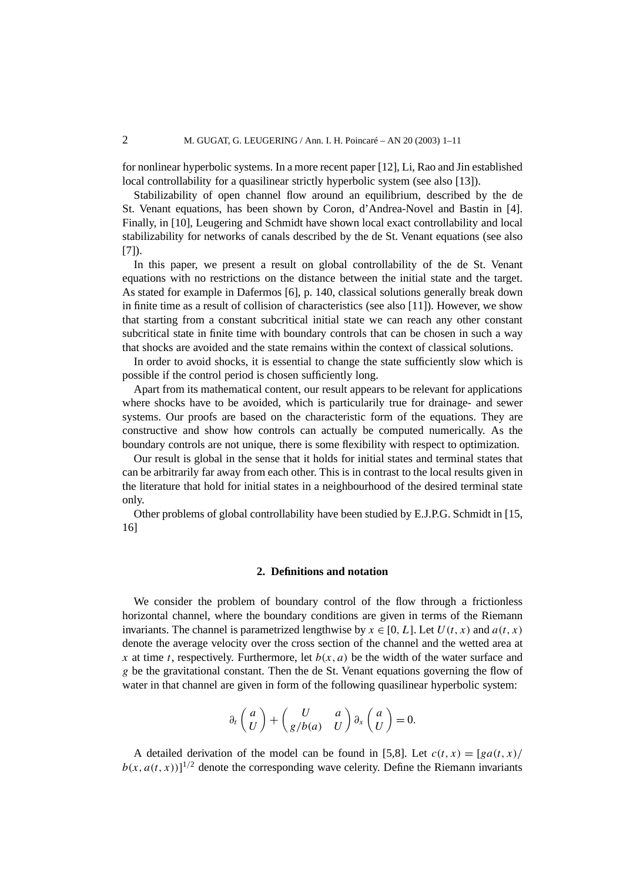for nonlinear hyperbolic systems. In a more recent paper [12], Li, Rao and Jin established local controllability for a quasilinear strictly hyperbolic system (see also [13]).

Stabilizability of open channel flow around an equilibrium, described by the de St. Venant equations, has been shown by Coron, d'Andrea-Novel and Bastin in [4]. Finally, in [10], Leugering and Schmidt have shown local exact controllability and local stabilizability for networks of canals described by the de St. Venant equations (see also [7]).

In this paper, we present a result on global controllability of the de St. Venant equations with no restrictions on the distance between the initial state and the target. As stated for example in Dafermos [6], p. 140, classical solutions generally break down in finite time as a result of collision of characteristics (see also [11]). However, we show that starting from a constant subcritical initial state we can reach any other constant subcritical state in finite time with boundary controls that can be chosen in such a way that shocks are avoided and the state remains within the context of classical solutions.

In order to avoid shocks, it is essential to change the state sufficiently slow which is possible if the control period is chosen sufficiently long.

Apart from its mathematical content, our result appears to be relevant for applications where shocks have to be avoided, which is particularily true for drainage- and sewer systems. Our proofs are based on the characteristic form of the equations. They are constructive and show how controls can actually be computed numerically. As the boundary controls are not unique, there is some flexibility with respect to optimization.

Our result is global in the sense that it holds for initial states and terminal states that can be arbitrarily far away from each other. This is in contrast to the local results given in the literature that hold for initial states in a neighbourhood of the desired terminal state only.

Other problems of global controllability have been studied by E.J.P.G. Schmidt in [15, 16]

## 2. Definitions and notation

We consider the problem of boundary control of the flow through a frictionless horizontal channel, where the boundary conditions are given in terms of the Riemann invariants. The channel is parametrized lengthwise by $x \in [0, L]$. Let $U(t, x)$ and $a(t, x)$ denote the average velocity over the cross section of the channel and the wetted area at $x$ at time $t$, respectively. Furthermore, let $b(x, a)$ be the width of the water surface and $g$ be the gravitational constant. Then the de St. Venant equations governing the flow of water in that channel are given in form of the following quasilinear hyperbolic system:

$$\partial_t \begin{pmatrix} a \\ U \end{pmatrix} + \begin{pmatrix} U & a \\ g/b(a) & U \end{pmatrix} \partial_x \begin{pmatrix} a \\ U \end{pmatrix} = 0.$$

A detailed derivation of the model can be found in [5,8]. Let $c(t, x) = [ga(t, x)/b(x, a(t, x))]^{1/2}$ denote the corresponding wave celerity. Define the Riemann invariants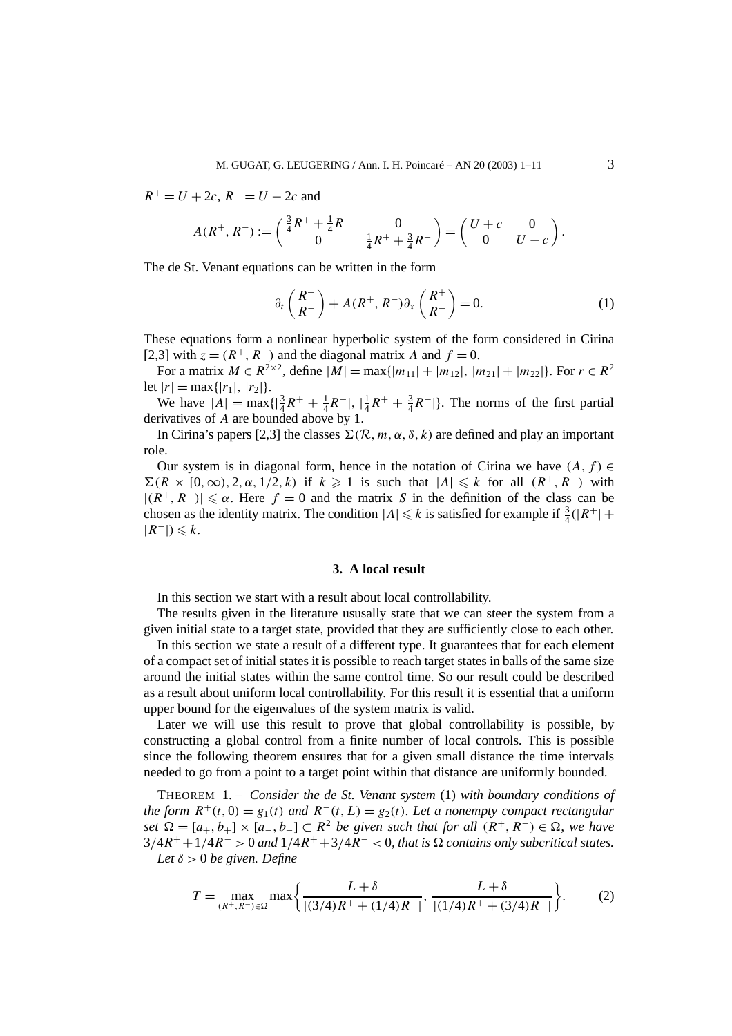$R^+ = U + 2c$, $R^- = U - 2c$ and

$$A(R^+, R^-) := \begin{pmatrix} \frac{3}{4}R^+ + \frac{1}{4}R^- & 0 \\ 0 & \frac{1}{4}R^+ + \frac{3}{4}R^- \end{pmatrix} = \begin{pmatrix} U + c & 0 \\ 0 & U - c \end{pmatrix}.$$

The de St. Venant equations can be written in the form

$$\partial_t \begin{pmatrix} R^+ \\ R^- \end{pmatrix} + A(R^+, R^-)\partial_x \begin{pmatrix} R^+ \\ R^- \end{pmatrix} = 0. \tag{1}$$

These equations form a nonlinear hyperbolic system of the form considered in Cirina [2,3] with $z = (R^+, R^-)$ and the diagonal matrix $A$ and $f = 0$.

For a matrix $M \in R^{2\times 2}$, define $|M| = \max\{|m_{11}| + |m_{12}|, |m_{21}| + |m_{22}|\}$. For $r \in R^2$ let $|r| = \max\{|r_1|, |r_2|\}$.

We have $|A| = \max\{|\frac{3}{4}R^+ + \frac{1}{4}R^-|, |\frac{1}{4}R^+ + \frac{3}{4}R^-|\}$. The norms of the first partial derivatives of $A$ are bounded above by 1.

In Cirina's papers [2,3] the classes $\Sigma(\mathcal{R}, m, \alpha, \delta, k)$ are defined and play an important role.

Our system is in diagonal form, hence in the notation of Cirina we have $(A, f) \in \Sigma(R \times [0, \infty), 2, \alpha, 1/2, k)$ if $k \geqslant 1$ is such that $|A| \leqslant k$ for all $(R^+, R^-)$ with $|(R^+, R^-)| \leqslant \alpha$. Here $f = 0$ and the matrix $S$ in the definition of the class can be chosen as the identity matrix. The condition $|A| \leqslant k$ is satisfied for example if $\frac{3}{4}(|R^+| + |R^-|) \leqslant k$.

## 3. A local result

In this section we start with a result about local controllability.

The results given in the literature ususally state that we can steer the system from a given initial state to a target state, provided that they are sufficiently close to each other.

In this section we state a result of a different type. It guarantees that for each element of a compact set of initial states it is possible to reach target states in balls of the same size around the initial states within the same control time. So our result could be described as a result about uniform local controllability. For this result it is essential that a uniform upper bound for the eigenvalues of the system matrix is valid.

Later we will use this result to prove that global controllability is possible, by constructing a global control from a finite number of local controls. This is possible since the following theorem ensures that for a given small distance the time intervals needed to go from a point to a target point within that distance are uniformly bounded.

THEOREM 1. – *Consider the de St. Venant system* (1) *with boundary conditions of the form $R^+(t, 0) = g_1(t)$ and $R^-(t, L) = g_2(t)$. Let a nonempty compact rectangular set $\Omega = [a_+, b_+] \times [a_-, b_-] \subset R^2$ be given such that for all $(R^+, R^-) \in \Omega$, we have $3/4R^+ + 1/4R^- > 0$ and $1/4R^+ + 3/4R^- < 0$, that is $\Omega$ contains only subcritical states.*

*Let $\delta > 0$ be given. Define*

$$T = \max_{(R^+, R^-) \in \Omega} \max\left\{ \frac{L + \delta}{|(3/4)R^+ + (1/4)R^-|}, \frac{L + \delta}{|(1/4)R^+ + (3/4)R^-|} \right\}. \tag{2}$$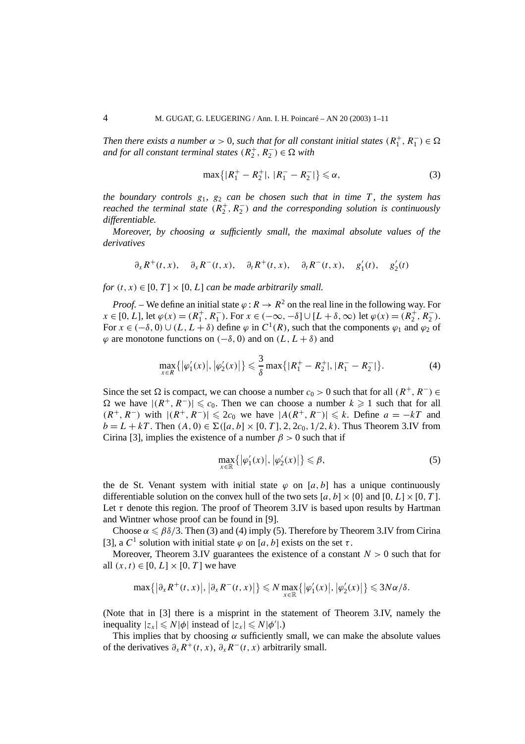*Then there exists a number $\alpha > 0$, such that for all constant initial states $(R_1^+, R_1^-) \in \Omega$ and for all constant terminal states $(R_2^+, R_2^-) \in \Omega$ with*

$$\max\{|R_1^+ - R_2^+|, |R_1^- - R_2^-|\} \leqslant \alpha, \tag{3}$$

*the boundary controls $g_1$, $g_2$ can be chosen such that in time $T$, the system has reached the terminal state $(R_2^+, R_2^-)$ and the corresponding solution is continuously differentiable.*

*Moreover, by choosing $\alpha$ sufficiently small, the maximal absolute values of the derivatives*

$$\partial_x R^+(t,x), \quad \partial_x R^-(t,x), \quad \partial_t R^+(t,x), \quad \partial_t R^-(t,x), \quad g_1'(t), \quad g_2'(t)$$

*for $(t,x) \in [0,T] \times [0,L]$ can be made arbitrarily small.*

*Proof.* – We define an initial state $\varphi : R \to R^2$ on the real line in the following way. For $x \in [0,L]$, let $\varphi(x) = (R_1^+, R_1^-)$. For $x \in (-\infty, -\delta] \cup [L+\delta, \infty)$ let $\varphi(x) = (R_2^+, R_2^-)$. For $x \in (-\delta, 0) \cup (L, L+\delta)$ define $\varphi$ in $C^1(R)$, such that the components $\varphi_1$ and $\varphi_2$ of $\varphi$ are monotone functions on $(-\delta, 0)$ and on $(L, L+\delta)$ and

$$\max_{x \in R}\{|\varphi_1'(x)|, |\varphi_2'(x)|\} \leqslant \frac{3}{\delta}\max\{|R_1^+ - R_2^+|, |R_1^- - R_2^-|\}. \tag{4}$$

Since the set $\Omega$ is compact, we can choose a number $c_0 > 0$ such that for all $(R^+, R^-) \in \Omega$ we have $|(R^+, R^-)| \leqslant c_0$. Then we can choose a number $k \geqslant 1$ such that for all $(R^+, R^-)$ with $|(R^+, R^-)| \leqslant 2c_0$ we have $|A(R^+, R^-)| \leqslant k$. Define $a = -kT$ and $b = L + kT$. Then $(A, 0) \in \Sigma([a,b] \times [0,T], 2, 2c_0, 1/2, k)$. Thus Theorem 3.IV from Cirina [3], implies the existence of a number $\beta > 0$ such that if

$$\max_{x \in \mathbb{R}}\{|\varphi_1'(x)|, |\varphi_2'(x)|\} \leqslant \beta, \tag{5}$$

the de St. Venant system with initial state $\varphi$ on $[a,b]$ has a unique continuously differentiable solution on the convex hull of the two sets $[a,b] \times \{0\}$ and $[0,L] \times [0,T]$. Let $\tau$ denote this region. The proof of Theorem 3.IV is based upon results by Hartman and Wintner whose proof can be found in [9].

Choose $\alpha \leqslant \beta\delta/3$. Then (3) and (4) imply (5). Therefore by Theorem 3.IV from Cirina [3], a $C^1$ solution with initial state $\varphi$ on $[a,b]$ exists on the set $\tau$.

Moreover, Theorem 3.IV guarantees the existence of a constant $N > 0$ such that for all $(x,t) \in [0,L] \times [0,T]$ we have

$$\max\{|\partial_x R^+(t,x)|, |\partial_x R^-(t,x)|\} \leqslant N \max_{x \in \mathbb{R}}\{|\varphi_1'(x)|, |\varphi_2'(x)|\} \leqslant 3N\alpha/\delta.$$

(Note that in [3] there is a misprint in the statement of Theorem 3.IV, namely the inequality $|z_x| \leqslant N|\phi|$ instead of $|z_x| \leqslant N|\phi'|$.)

This implies that by choosing $\alpha$ sufficiently small, we can make the absolute values of the derivatives $\partial_x R^+(t,x)$, $\partial_x R^-(t,x)$ arbitrarily small.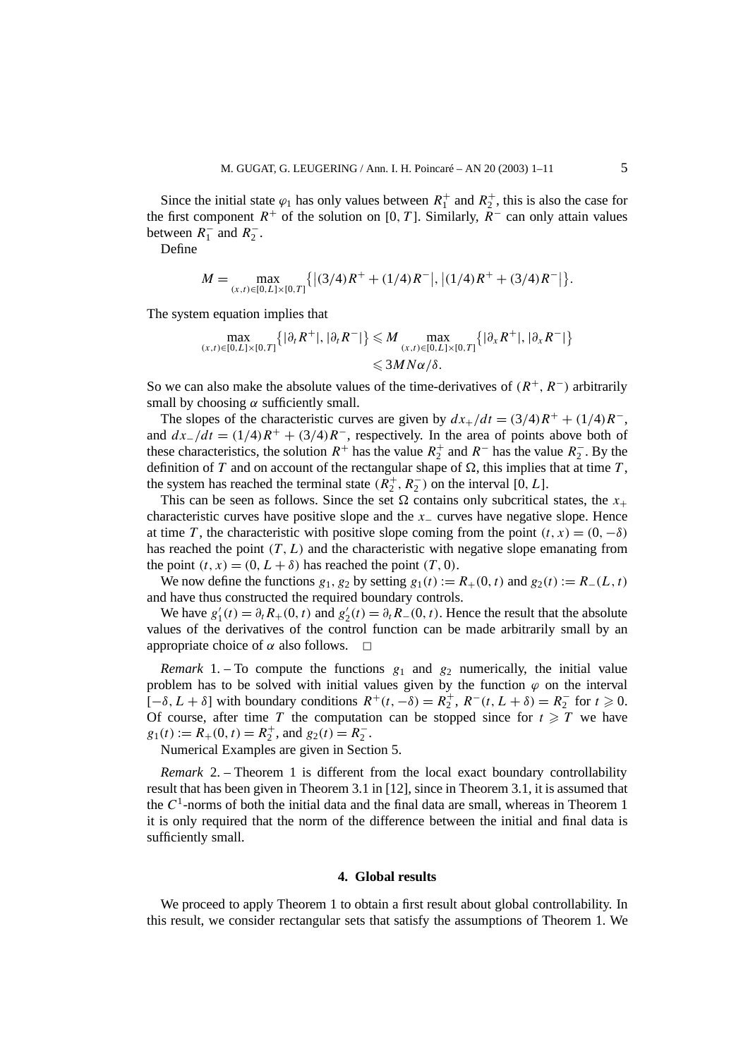Since the initial state $\varphi_1$ has only values between $R_1^+$ and $R_2^+$, this is also the case for the first component $R^+$ of the solution on $[0, T]$. Similarly, $R^-$ can only attain values between $R_1^-$ and $R_2^-$.

Define

$$M = \max_{(x,t)\in[0,L]\times[0,T]} \left\{ \left|(3/4)R^+ + (1/4)R^-\right|, \left|(1/4)R^+ + (3/4)R^-\right| \right\}.$$

The system equation implies that

$$\max_{(x,t)\in[0,L]\times[0,T]} \left\{ |\partial_t R^+|, |\partial_t R^-| \right\} \leqslant M \max_{(x,t)\in[0,L]\times[0,T]} \left\{ |\partial_x R^+|, |\partial_x R^-| \right\} \leqslant 3MN\alpha/\delta.$$

So we can also make the absolute values of the time-derivatives of $(R^+, R^-)$ arbitrarily small by choosing $\alpha$ sufficiently small.

The slopes of the characteristic curves are given by $dx_+/dt = (3/4)R^+ + (1/4)R^-$, and $dx_-/dt = (1/4)R^+ + (3/4)R^-$, respectively. In the area of points above both of these characteristics, the solution $R^+$ has the value $R_2^+$ and $R^-$ has the value $R_2^-$. By the definition of $T$ and on account of the rectangular shape of $\Omega$, this implies that at time $T$, the system has reached the terminal state $(R_2^+, R_2^-)$ on the interval $[0, L]$.

This can be seen as follows. Since the set $\Omega$ contains only subcritical states, the $x_+$ characteristic curves have positive slope and the $x_-$ curves have negative slope. Hence at time $T$, the characteristic with positive slope coming from the point $(t, x) = (0, -\delta)$ has reached the point $(T, L)$ and the characteristic with negative slope emanating from the point $(t, x) = (0, L + \delta)$ has reached the point $(T, 0)$.

We now define the functions $g_1, g_2$ by setting $g_1(t) := R_+(0, t)$ and $g_2(t) := R_-(L, t)$ and have thus constructed the required boundary controls.

We have $g_1'(t) = \partial_t R_+(0, t)$ and $g_2'(t) = \partial_t R_-(0, t)$. Hence the result that the absolute values of the derivatives of the control function can be made arbitrarily small by an appropriate choice of $\alpha$ also follows. □

*Remark* 1. – To compute the functions $g_1$ and $g_2$ numerically, the initial value problem has to be solved with initial values given by the function $\varphi$ on the interval $[-\delta, L + \delta]$ with boundary conditions $R^+(t, -\delta) = R_2^+$, $R^-(t, L + \delta) = R_2^-$ for $t \geqslant 0$. Of course, after time $T$ the computation can be stopped since for $t \geqslant T$ we have $g_1(t) := R_+(0, t) = R_2^+$, and $g_2(t) = R_2^-$.

Numerical Examples are given in Section 5.

*Remark* 2. – Theorem 1 is different from the local exact boundary controllability result that has been given in Theorem 3.1 in [12], since in Theorem 3.1, it is assumed that the $C^1$-norms of both the initial data and the final data are small, whereas in Theorem 1 it is only required that the norm of the difference between the initial and final data is sufficiently small.

## 4. Global results

We proceed to apply Theorem 1 to obtain a first result about global controllability. In this result, we consider rectangular sets that satisfy the assumptions of Theorem 1. We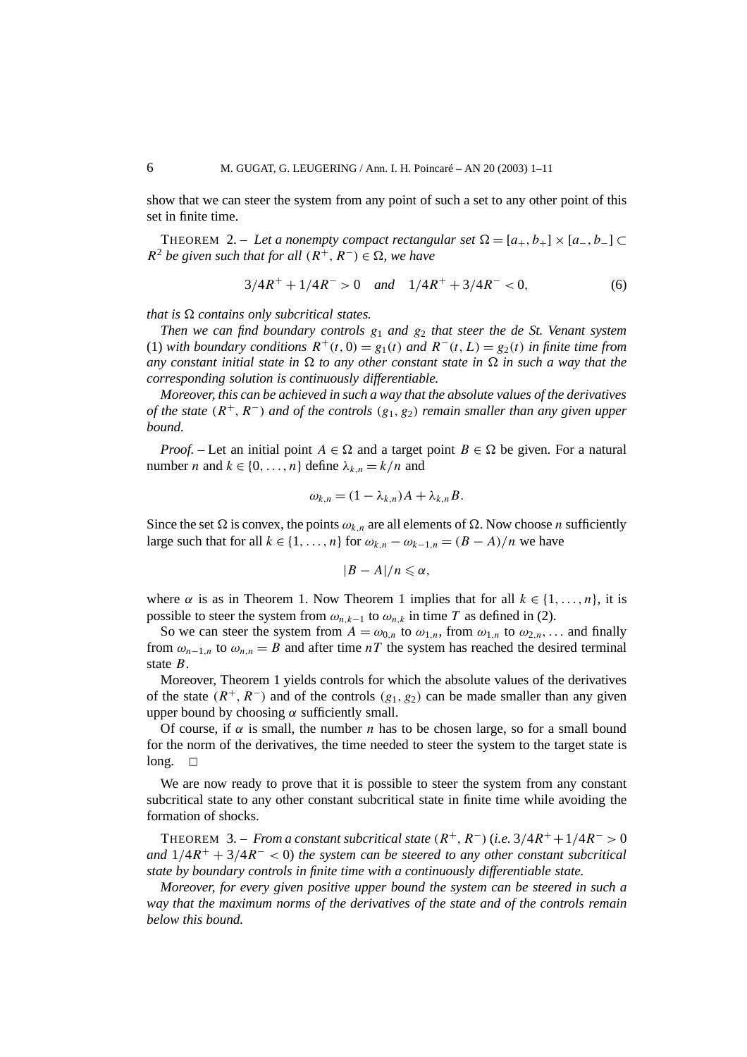show that we can steer the system from any point of such a set to any other point of this set in finite time.

THEOREM 2. – *Let a nonempty compact rectangular set $\Omega = [a_+, b_+] \times [a_-, b_-] \subset R^2$ be given such that for all $(R^+, R^-) \in \Omega$, we have*

$$3/4R^+ + 1/4R^- > 0 \quad \textit{and} \quad 1/4R^+ + 3/4R^- < 0, \tag{6}$$

*that is $\Omega$ contains only subcritical states.*

*Then we can find boundary controls $g_1$ and $g_2$ that steer the de St. Venant system* (1) *with boundary conditions $R^+(t, 0) = g_1(t)$ and $R^-(t, L) = g_2(t)$ in finite time from any constant initial state in $\Omega$ to any other constant state in $\Omega$ in such a way that the corresponding solution is continuously differentiable.*

*Moreover, this can be achieved in such a way that the absolute values of the derivatives of the state $(R^+, R^-)$ and of the controls $(g_1, g_2)$ remain smaller than any given upper bound.*

*Proof.* – Let an initial point $A \in \Omega$ and a target point $B \in \Omega$ be given. For a natural number $n$ and $k \in \{0, \dots, n\}$ define $\lambda_{k,n} = k/n$ and

$$\omega_{k,n} = (1 - \lambda_{k,n})A + \lambda_{k,n}B.$$

Since the set $\Omega$ is convex, the points $\omega_{k,n}$ are all elements of $\Omega$. Now choose $n$ sufficiently large such that for all $k \in \{1, \dots, n\}$ for $\omega_{k,n} - \omega_{k-1,n} = (B - A)/n$ we have

$$|B - A|/n \leqslant \alpha,$$

where $\alpha$ is as in Theorem 1. Now Theorem 1 implies that for all $k \in \{1, \dots, n\}$, it is possible to steer the system from $\omega_{n,k-1}$ to $\omega_{n,k}$ in time $T$ as defined in (2).

So we can steer the system from $A = \omega_{0,n}$ to $\omega_{1,n}$, from $\omega_{1,n}$ to $\omega_{2,n}, \dots$ and finally from $\omega_{n-1,n}$ to $\omega_{n,n} = B$ and after time $nT$ the system has reached the desired terminal state $B$.

Moreover, Theorem 1 yields controls for which the absolute values of the derivatives of the state $(R^+, R^-)$ and of the controls $(g_1, g_2)$ can be made smaller than any given upper bound by choosing $\alpha$ sufficiently small.

Of course, if $\alpha$ is small, the number $n$ has to be chosen large, so for a small bound for the norm of the derivatives, the time needed to steer the system to the target state is long. □

We are now ready to prove that it is possible to steer the system from any constant subcritical state to any other constant subcritical state in finite time while avoiding the formation of shocks.

THEOREM 3. – *From a constant subcritical state $(R^+, R^-)$ (i.e. $3/4R^+ + 1/4R^- > 0$ and $1/4R^+ + 3/4R^- < 0$) the system can be steered to any other constant subcritical state by boundary controls in finite time with a continuously differentiable state.*

*Moreover, for every given positive upper bound the system can be steered in such a way that the maximum norms of the derivatives of the state and of the controls remain below this bound.*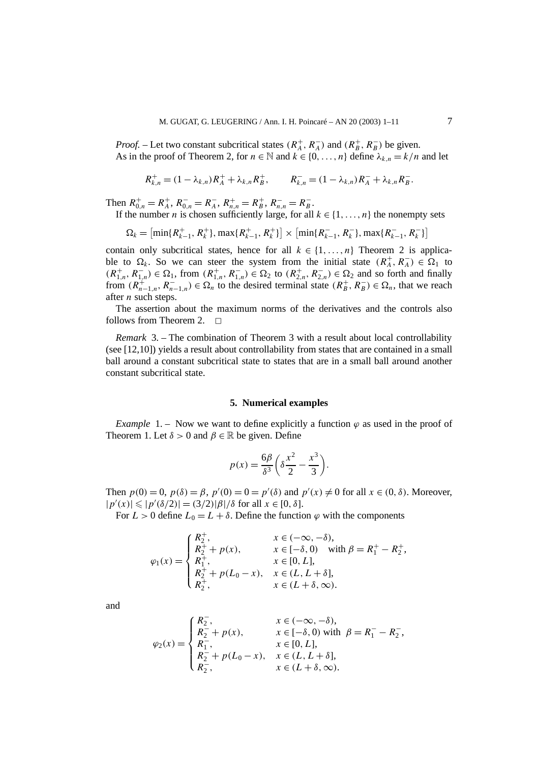*Proof.* – Let two constant subcritical states $(R_A^+, R_A^-)$ and $(R_B^+, R_B^-)$ be given.

As in the proof of Theorem 2, for $n \in \mathbb{N}$ and $k \in \{0, \dots, n\}$ define $\lambda_{k,n} = k/n$ and let

$$R_{k,n}^+ = (1 - \lambda_{k,n})R_A^+ + \lambda_{k,n} R_B^+, \qquad R_{k,n}^- = (1 - \lambda_{k,n})R_A^- + \lambda_{k,n} R_B^-.$$

Then $R_{0,n}^+ = R_A^+$, $R_{0,n}^- = R_A^-$, $R_{n,n}^+ = R_B^+$, $R_{n,n}^- = R_B^-$.

If the number $n$ is chosen sufficiently large, for all $k \in \{1, \dots, n\}$ the nonempty sets

$$\Omega_k = \left[\min\{R_{k-1}^+, R_k^+\}, \max\{R_{k-1}^+, R_k^+\}\right] \times \left[\min\{R_{k-1}^-, R_k^-\}, \max\{R_{k-1}^-, R_k^-\}\right]$$

contain only subcritical states, hence for all $k \in \{1, \dots, n\}$ Theorem 2 is applicable to $\Omega_k$. So we can steer the system from the initial state $(R_A^+, R_A^-) \in \Omega_1$ to $(R_{1,n}^+, R_{1,n}^-) \in \Omega_1$, from $(R_{1,n}^+, R_{1,n}^-) \in \Omega_2$ to $(R_{2,n}^+, R_{2,n}^-) \in \Omega_2$ and so forth and finally from $(R_{n-1,n}^+, R_{n-1,n}^-) \in \Omega_n$ to the desired terminal state $(R_B^+, R_B^-) \in \Omega_n$, that we reach after $n$ such steps.

The assertion about the maximum norms of the derivatives and the controls also follows from Theorem 2. □

*Remark* 3. – The combination of Theorem 3 with a result about local controllability (see [12,10]) yields a result about controllability from states that are contained in a small ball around a constant subcritical state to states that are in a small ball around another constant subcritical state.

## 5. Numerical examples

*Example* 1. – Now we want to define explicitly a function $\varphi$ as used in the proof of Theorem 1. Let $\delta > 0$ and $\beta \in \mathbb{R}$ be given. Define

$$p(x) = \frac{6\beta}{\delta^3}\left(\delta\frac{x^2}{2} - \frac{x^3}{3}\right).$$

Then $p(0) = 0$, $p(\delta) = \beta$, $p'(0) = 0 = p'(\delta)$ and $p'(x) \neq 0$ for all $x \in (0, \delta)$. Moreover, $|p'(x)| \leqslant |p'(\delta/2)| = (3/2)|\beta|/\delta$ for all $x \in [0, \delta]$.

For $L > 0$ define $L_0 = L + \delta$. Define the function $\varphi$ with the components

$$\varphi_1(x) = \begin{cases} R_2^+, & x \in (-\infty, -\delta), \\ R_2^+ + p(x), & x \in [-\delta, 0) \quad \text{with } \beta = R_1^+ - R_2^+, \\ R_1^+, & x \in [0, L], \\ R_2^+ + p(L_0 - x), & x \in (L, L + \delta], \\ R_2^+, & x \in (L + \delta, \infty). \end{cases}$$

and

$$\varphi_2(x) = \begin{cases} R_2^-, & x \in (-\infty, -\delta), \\ R_2^- + p(x), & x \in [-\delta, 0) \text{ with } \beta = R_1^- - R_2^-, \\ R_1^-, & x \in [0, L], \\ R_2^- + p(L_0 - x), & x \in (L, L + \delta], \\ R_2^-, & x \in (L + \delta, \infty). \end{cases}$$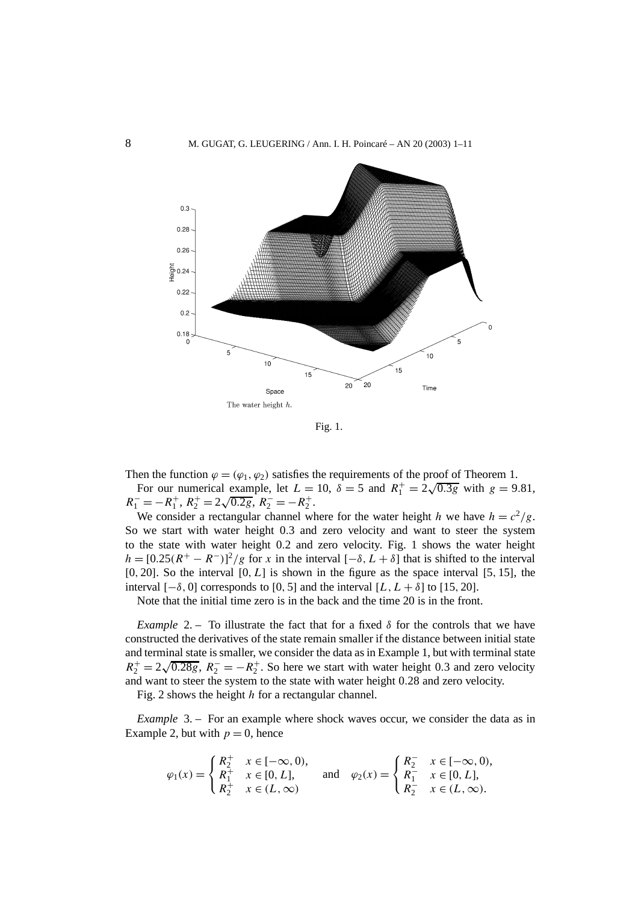The water height $h$.

Fig. 1.

Then the function $\varphi = (\varphi_1, \varphi_2)$ satisfies the requirements of the proof of Theorem 1.

For our numerical example, let $L = 10$, $\delta = 5$ and $R_1^+ = 2\sqrt{0.3g}$ with $g = 9.81$, $R_1^- = -R_1^+$, $R_2^+ = 2\sqrt{0.2g}$, $R_2^- = -R_2^+$.

We consider a rectangular channel where for the water height $h$ we have $h = c^2/g$. So we start with water height 0.3 and zero velocity and want to steer the system to the state with water height 0.2 and zero velocity. Fig. 1 shows the water height $h = [0.25(R^+ - R^-)]^2/g$ for $x$ in the interval $[-\delta, L + \delta]$ that is shifted to the interval $[0, 20]$. So the interval $[0, L]$ is shown in the figure as the space interval $[5, 15]$, the interval $[-\delta, 0]$ corresponds to $[0, 5]$ and the interval $[L, L + \delta]$ to $[15, 20]$.

Note that the initial time zero is in the back and the time 20 is in the front.

*Example* 2. – To illustrate the fact that for a fixed $\delta$ for the controls that we have constructed the derivatives of the state remain smaller if the distance between initial state and terminal state is smaller, we consider the data as in Example 1, but with terminal state $R_2^+ = 2\sqrt{0.28g}$, $R_2^- = -R_2^+$. So here we start with water height 0.3 and zero velocity and want to steer the system to the state with water height 0.28 and zero velocity.

Fig. 2 shows the height $h$ for a rectangular channel.

*Example* 3. – For an example where shock waves occur, we consider the data as in Example 2, but with $p = 0$, hence

$$\varphi_1(x) = \begin{cases} R_2^+ & x \in [-\infty, 0), \\ R_1^+ & x \in [0, L], \\ R_2^+ & x \in (L, \infty) \end{cases} \quad \text{and} \quad \varphi_2(x) = \begin{cases} R_2^- & x \in [-\infty, 0), \\ R_1^- & x \in [0, L], \\ R_2^- & x \in (L, \infty). \end{cases}$$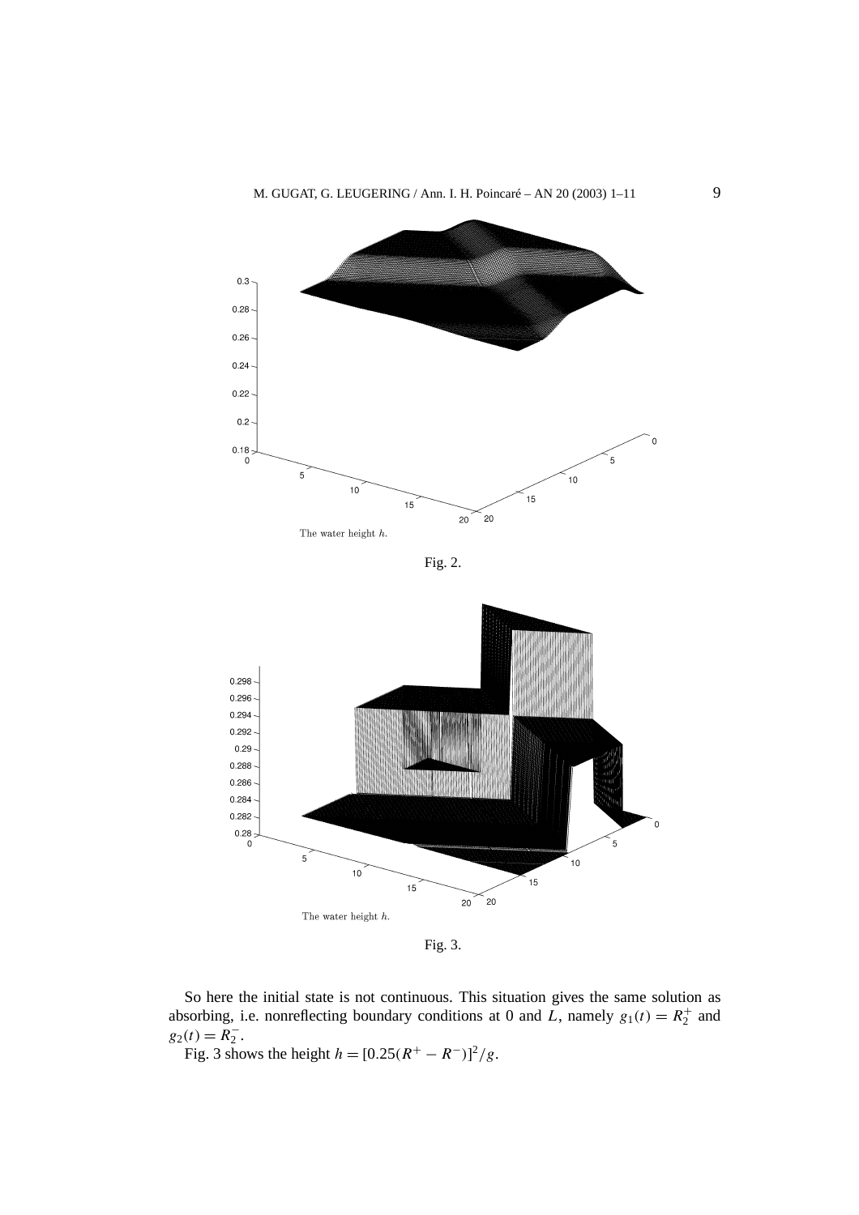The water height $h$.

Fig. 2.

The water height $h$.

Fig. 3.

So here the initial state is not continuous. This situation gives the same solution as absorbing, i.e. nonreflecting boundary conditions at 0 and $L$, namely $g_1(t) = R_2^+$ and $g_2(t) = R_2^-$.

Fig. 3 shows the height $h = [0.25(R^+ - R^-)]^2/g$.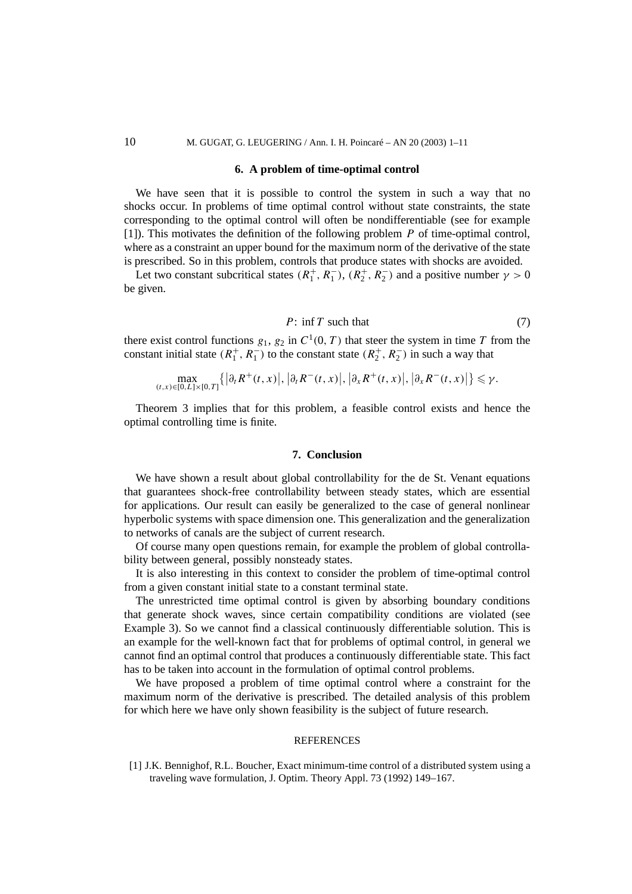## 6. A problem of time-optimal control

We have seen that it is possible to control the system in such a way that no shocks occur. In problems of time optimal control without state constraints, the state corresponding to the optimal control will often be nondifferentiable (see for example [1]). This motivates the definition of the following problem $P$ of time-optimal control, where as a constraint an upper bound for the maximum norm of the derivative of the state is prescribed. So in this problem, controls that produce states with shocks are avoided.

Let two constant subcritical states $(R_1^+, R_1^-)$, $(R_2^+, R_2^-)$ and a positive number $\gamma > 0$ be given.

$$P\colon \inf T \text{ such that} \tag{7}$$

there exist control functions $g_1$, $g_2$ in $C^1(0, T)$ that steer the system in time $T$ from the constant initial state $(R_1^+, R_1^-)$ to the constant state $(R_2^+, R_2^-)$ in such a way that

$$\max_{(t,x)\in[0,L]\times[0,T]} \left\{ \left|\partial_t R^+(t,x)\right|, \left|\partial_t R^-(t,x)\right|, \left|\partial_x R^+(t,x)\right|, \left|\partial_x R^-(t,x)\right| \right\} \leqslant \gamma.$$

Theorem 3 implies that for this problem, a feasible control exists and hence the optimal controlling time is finite.

## 7. Conclusion

We have shown a result about global controllability for the de St. Venant equations that guarantees shock-free controllability between steady states, which are essential for applications. Our result can easily be generalized to the case of general nonlinear hyperbolic systems with space dimension one. This generalization and the generalization to networks of canals are the subject of current research.

Of course many open questions remain, for example the problem of global controllability between general, possibly nonsteady states.

It is also interesting in this context to consider the problem of time-optimal control from a given constant initial state to a constant terminal state.

The unrestricted time optimal control is given by absorbing boundary conditions that generate shock waves, since certain compatibility conditions are violated (see Example 3). So we cannot find a classical continuously differentiable solution. This is an example for the well-known fact that for problems of optimal control, in general we cannot find an optimal control that produces a continuously differentiable state. This fact has to be taken into account in the formulation of optimal control problems.

We have proposed a problem of time optimal control where a constraint for the maximum norm of the derivative is prescribed. The detailed analysis of this problem for which here we have only shown feasibility is the subject of future research.

## REFERENCES

[1] J.K. Bennighof, R.L. Boucher, Exact minimum-time control of a distributed system using a traveling wave formulation, J. Optim. Theory Appl. 73 (1992) 149–167.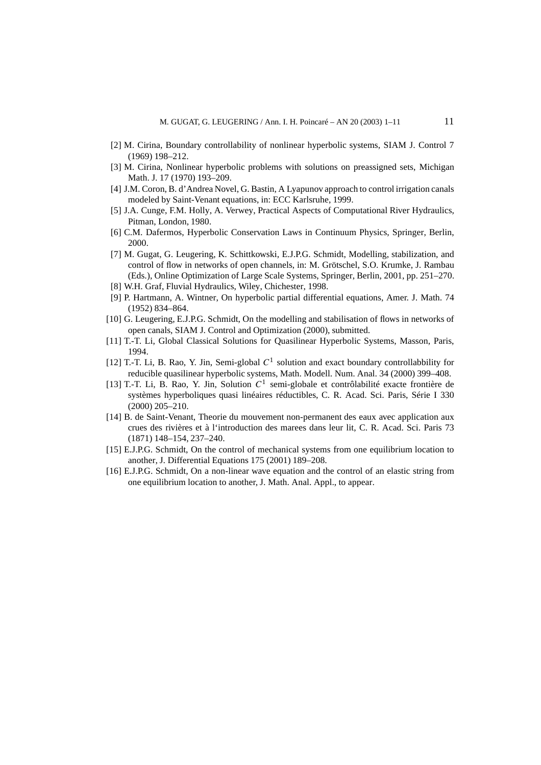[2] M. Cirina, Boundary controllability of nonlinear hyperbolic systems, SIAM J. Control 7 (1969) 198–212.

[3] M. Cirina, Nonlinear hyperbolic problems with solutions on preassigned sets, Michigan Math. J. 17 (1970) 193–209.

[4] J.M. Coron, B. d'Andrea Novel, G. Bastin, A Lyapunov approach to control irrigation canals modeled by Saint-Venant equations, in: ECC Karlsruhe, 1999.

[5] J.A. Cunge, F.M. Holly, A. Verwey, Practical Aspects of Computational River Hydraulics, Pitman, London, 1980.

[6] C.M. Dafermos, Hyperbolic Conservation Laws in Continuum Physics, Springer, Berlin, 2000.

[7] M. Gugat, G. Leugering, K. Schittkowski, E.J.P.G. Schmidt, Modelling, stabilization, and control of flow in networks of open channels, in: M. Grötschel, S.O. Krumke, J. Rambau (Eds.), Online Optimization of Large Scale Systems, Springer, Berlin, 2001, pp. 251–270.

[8] W.H. Graf, Fluvial Hydraulics, Wiley, Chichester, 1998.

[9] P. Hartmann, A. Wintner, On hyperbolic partial differential equations, Amer. J. Math. 74 (1952) 834–864.

[10] G. Leugering, E.J.P.G. Schmidt, On the modelling and stabilisation of flows in networks of open canals, SIAM J. Control and Optimization (2000), submitted.

[11] T.-T. Li, Global Classical Solutions for Quasilinear Hyperbolic Systems, Masson, Paris, 1994.

[12] T.-T. Li, B. Rao, Y. Jin, Semi-global $C^1$ solution and exact boundary controllabbility for reducible quasilinear hyperbolic systems, Math. Modell. Num. Anal. 34 (2000) 399–408.

[13] T.-T. Li, B. Rao, Y. Jin, Solution $C^1$ semi-globale et contrôlabilité exacte frontière de systèmes hyperboliques quasi linéaires réductibles, C. R. Acad. Sci. Paris, Série I 330 (2000) 205–210.

[14] B. de Saint-Venant, Theorie du mouvement non-permanent des eaux avec application aux crues des rivières et à l'introduction des marees dans leur lit, C. R. Acad. Sci. Paris 73 (1871) 148–154, 237–240.

[15] E.J.P.G. Schmidt, On the control of mechanical systems from one equilibrium location to another, J. Differential Equations 175 (2001) 189–208.

[16] E.J.P.G. Schmidt, On a non-linear wave equation and the control of an elastic string from one equilibrium location to another, J. Math. Anal. Appl., to appear.